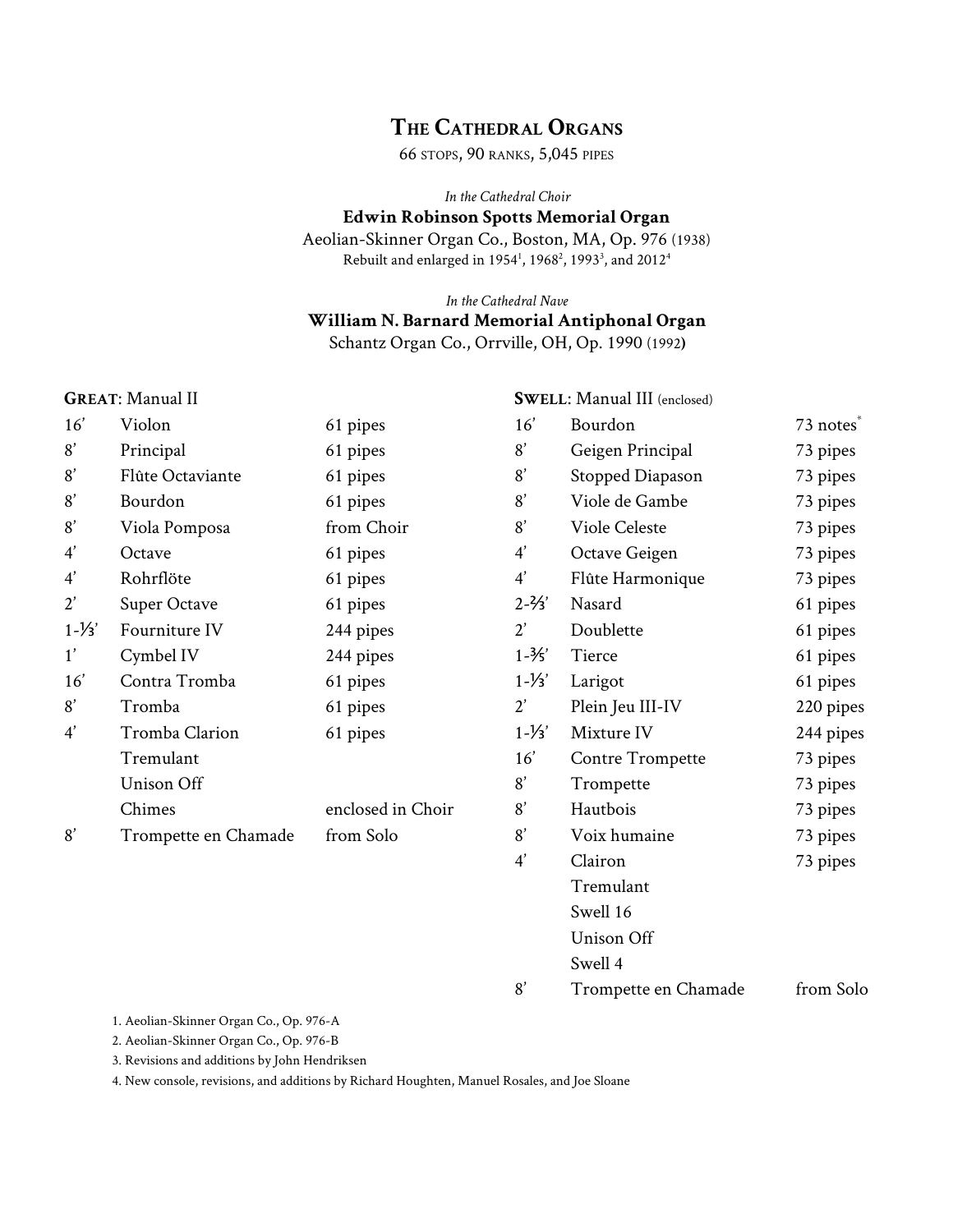# THE CATHEDRAL ORGANS

66 STOPS, 90 RANKS, 5,045 PIPES

*In the Cathedral Choir*

**Edwin Robinson Spotts Memorial Organ**

Aeolian-Skinner Organ Co., Boston, MA, Op. 976 (1938)

Rebuilt and enlarged in 1954[1], 1968[2], 1993[3], and 2012[4]

*In the Cathedral Nave*

**William N. Barnard Memorial Antiphonal Organ**

Schantz Organ Co., Orrville, OH, Op. 1990 (1992)

**GREAT**: Manual II

| | | |
|---|---|---|
| 16’ | Violon | 61 pipes |
| 8’ | Principal | 61 pipes |
| 8’ | Flûte Octaviante | 61 pipes |
| 8’ | Bourdon | 61 pipes |
| 8’ | Viola Pomposa | from Choir |
| 4’ | Octave | 61 pipes |
| 4’ | Rohrflöte | 61 pipes |
| 2’ | Super Octave | 61 pipes |
| 1-⅓’ | Fourniture IV | 244 pipes |
| 1’ | Cymbel IV | 244 pipes |
| 16’ | Contra Tromba | 61 pipes |
| 8’ | Tromba | 61 pipes |
| 4’ | Tromba Clarion | 61 pipes |
| | Tremulant | |
| | Unison Off | |
| | Chimes | enclosed in Choir |
| 8’ | Trompette en Chamade | from Solo |

**SWELL**: Manual III (enclosed)

| | | |
|---|---|---|
| 16’ | Bourdon | 73 notes* |
| 8’ | Geigen Principal | 73 pipes |
| 8’ | Stopped Diapason | 73 pipes |
| 8’ | Viole de Gambe | 73 pipes |
| 8’ | Viole Celeste | 73 pipes |
| 4’ | Octave Geigen | 73 pipes |
| 4’ | Flûte Harmonique | 73 pipes |
| 2-⅔’ | Nasard | 61 pipes |
| 2’ | Doublette | 61 pipes |
| 1-⅗’ | Tierce | 61 pipes |
| 1-⅓’ | Larigot | 61 pipes |
| 2’ | Plein Jeu III-IV | 220 pipes |
| 1-⅓’ | Mixture IV | 244 pipes |
| 16’ | Contre Trompette | 73 pipes |
| 8’ | Trompette | 73 pipes |
| 8’ | Hautbois | 73 pipes |
| 8’ | Voix humaine | 73 pipes |
| 4’ | Clairon | 73 pipes |
| | Tremulant | |
| | Swell 16 | |
| | Unison Off | |
| | Swell 4 | |
| 8’ | Trompette en Chamade | from Solo |

1. Aeolian-Skinner Organ Co., Op. 976-A
2. Aeolian-Skinner Organ Co., Op. 976-B
3. Revisions and additions by John Hendriksen
4. New console, revisions, and additions by Richard Houghten, Manuel Rosales, and Joe Sloane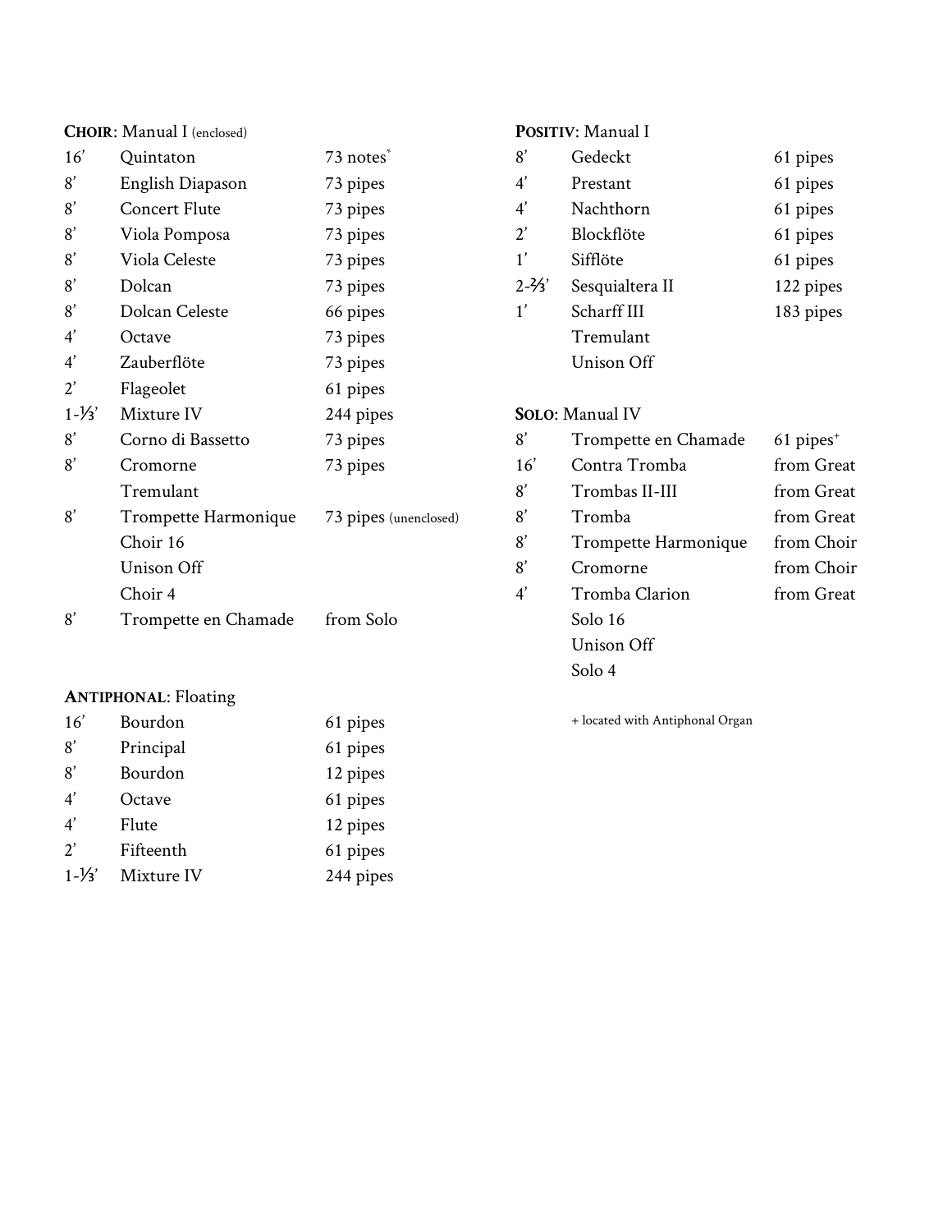**CHOIR**: Manual I (enclosed)

| | | |
|---|---|---|
| 16’ | Quintaton | 73 notes* |
| 8’ | English Diapason | 73 pipes |
| 8’ | Concert Flute | 73 pipes |
| 8’ | Viola Pomposa | 73 pipes |
| 8’ | Viola Celeste | 73 pipes |
| 8’ | Dolcan | 73 pipes |
| 8’ | Dolcan Celeste | 66 pipes |
| 4’ | Octave | 73 pipes |
| 4’ | Zauberflöte | 73 pipes |
| 2’ | Flageolet | 61 pipes |
| 1-⅓’ | Mixture IV | 244 pipes |
| 8’ | Corno di Bassetto | 73 pipes |
| 8’ | Cromorne | 73 pipes |
| | Tremulant | |
| 8’ | Trompette Harmonique | 73 pipes (unenclosed) |
| | Choir 16 | |
| | Unison Off | |
| | Choir 4 | |
| 8’ | Trompette en Chamade | from Solo |

**ANTIPHONAL**: Floating

| | | |
|---|---|---|
| 16’ | Bourdon | 61 pipes |
| 8’ | Principal | 61 pipes |
| 8’ | Bourdon | 12 pipes |
| 4’ | Octave | 61 pipes |
| 4’ | Flute | 12 pipes |
| 2’ | Fifteenth | 61 pipes |
| 1-⅓’ | Mixture IV | 244 pipes |

**POSITIV**: Manual I

| | | |
|---|---|---|
| 8’ | Gedeckt | 61 pipes |
| 4’ | Prestant | 61 pipes |
| 4’ | Nachthorn | 61 pipes |
| 2’ | Blockflöte | 61 pipes |
| 1’ | Sifflöte | 61 pipes |
| 2-⅔’ | Sesquialtera II | 122 pipes |
| 1’ | Scharff III | 183 pipes |
| | Tremulant | |
| | Unison Off | |

**SOLO**: Manual IV

| | | |
|---|---|---|
| 8’ | Trompette en Chamade | 61 pipes+ |
| 16’ | Contra Tromba | from Great |
| 8’ | Trombas II-III | from Great |
| 8’ | Tromba | from Great |
| 8’ | Trompette Harmonique | from Choir |
| 8’ | Cromorne | from Choir |
| 4’ | Tromba Clarion | from Great |
| | Solo 16 | |
| | Unison Off | |
| | Solo 4 | |

+ located with Antiphonal Organ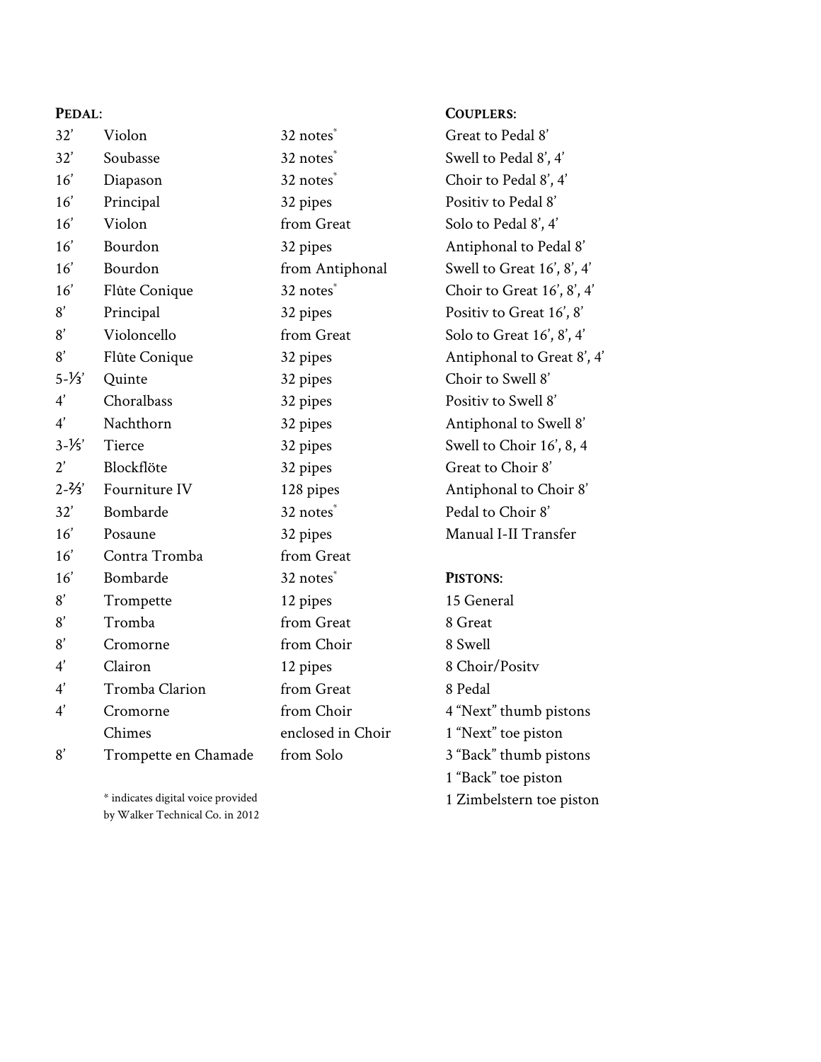**PEDAL**:

| | | |
|---|---|---|
| 32' | Violon | 32 notes* |
| 32' | Soubasse | 32 notes* |
| 16' | Diapason | 32 notes* |
| 16' | Principal | 32 pipes |
| 16' | Violon | from Great |
| 16' | Bourdon | 32 pipes |
| 16' | Bourdon | from Antiphonal |
| 16' | Flûte Conique | 32 notes* |
| 8' | Principal | 32 pipes |
| 8' | Violoncello | from Great |
| 8' | Flûte Conique | 32 pipes |
| 5-⅓' | Quinte | 32 pipes |
| 4' | Choralbass | 32 pipes |
| 4' | Nachthorn | 32 pipes |
| 3-⅕' | Tierce | 32 pipes |
| 2' | Blockflöte | 32 pipes |
| 2-⅔' | Fourniture IV | 128 pipes |
| 32' | Bombarde | 32 notes* |
| 16' | Posaune | 32 pipes |
| 16' | Contra Tromba | from Great |
| 16' | Bombarde | 32 notes* |
| 8' | Trompette | 12 pipes |
| 8' | Tromba | from Great |
| 8' | Cromorne | from Choir |
| 4' | Clairon | 12 pipes |
| 4' | Tromba Clarion | from Great |
| 4' | Cromorne | from Choir |
| | Chimes | enclosed in Choir |
| 8' | Trompette en Chamade | from Solo |

* indicates digital voice provided by Walker Technical Co. in 2012

**COUPLERS**:

Great to Pedal 8'
Swell to Pedal 8', 4'
Choir to Pedal 8', 4'
Positiv to Pedal 8'
Solo to Pedal 8', 4'
Antiphonal to Pedal 8'
Swell to Great 16', 8', 4'
Choir to Great 16', 8', 4'
Positiv to Great 16', 8'
Solo to Great 16', 8', 4'
Antiphonal to Great 8', 4'
Choir to Swell 8'
Positiv to Swell 8'
Antiphonal to Swell 8'
Swell to Choir 16', 8, 4
Great to Choir 8'
Antiphonal to Choir 8'
Pedal to Choir 8'
Manual I-II Transfer

**PISTONS**:

15 General
8 Great
8 Swell
8 Choir/Positv
8 Pedal
4 "Next" thumb pistons
1 "Next" toe piston
3 "Back" thumb pistons
1 "Back" toe piston
1 Zimbelstern toe piston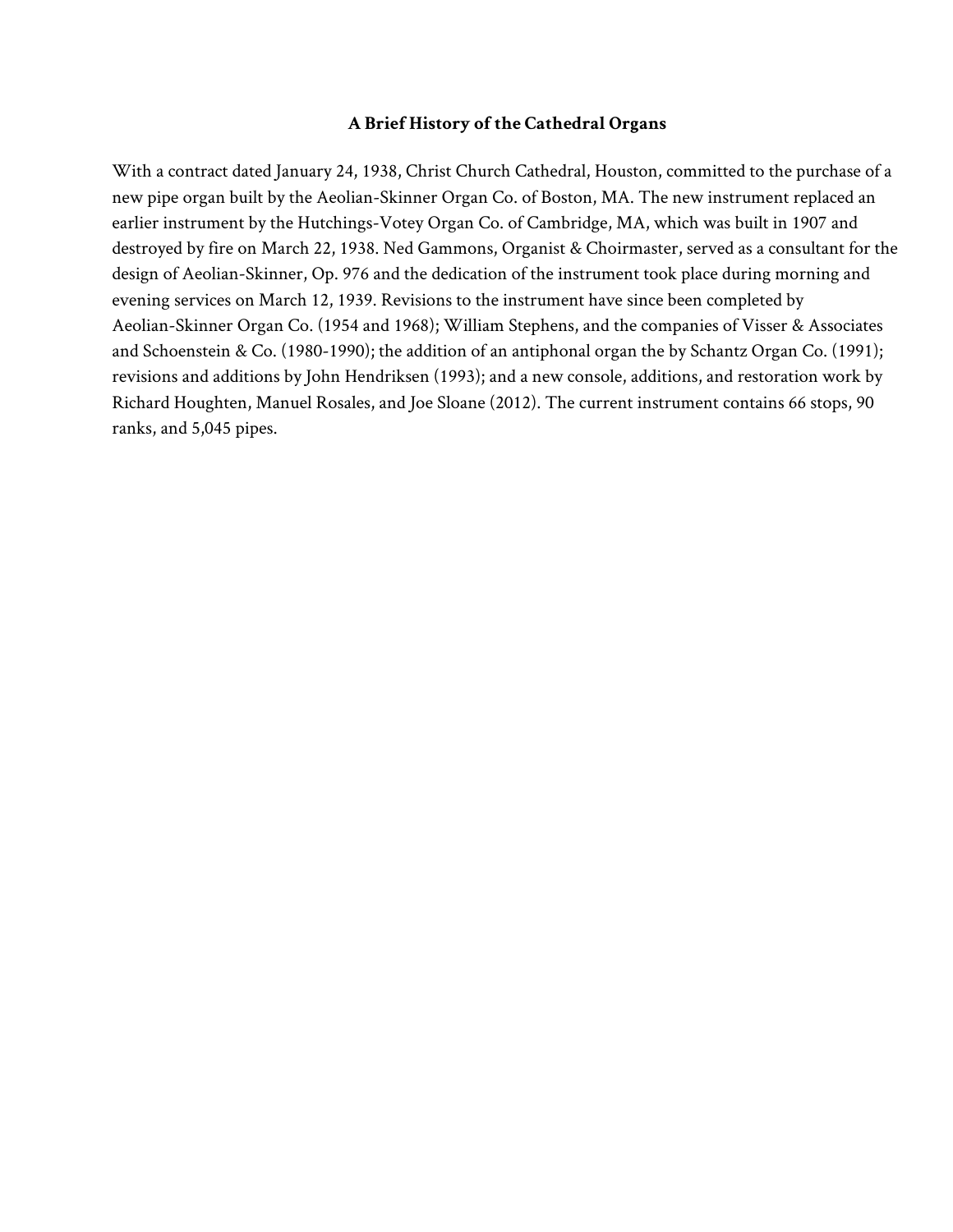**A Brief History of the Cathedral Organs**

With a contract dated January 24, 1938, Christ Church Cathedral, Houston, committed to the purchase of a new pipe organ built by the Aeolian-Skinner Organ Co. of Boston, MA. The new instrument replaced an earlier instrument by the Hutchings-Votey Organ Co. of Cambridge, MA, which was built in 1907 and destroyed by fire on March 22, 1938. Ned Gammons, Organist & Choirmaster, served as a consultant for the design of Aeolian-Skinner, Op. 976 and the dedication of the instrument took place during morning and evening services on March 12, 1939. Revisions to the instrument have since been completed by Aeolian-Skinner Organ Co. (1954 and 1968); William Stephens, and the companies of Visser & Associates and Schoenstein & Co. (1980-1990); the addition of an antiphonal organ the by Schantz Organ Co. (1991); revisions and additions by John Hendriksen (1993); and a new console, additions, and restoration work by Richard Houghten, Manuel Rosales, and Joe Sloane (2012). The current instrument contains 66 stops, 90 ranks, and 5,045 pipes.